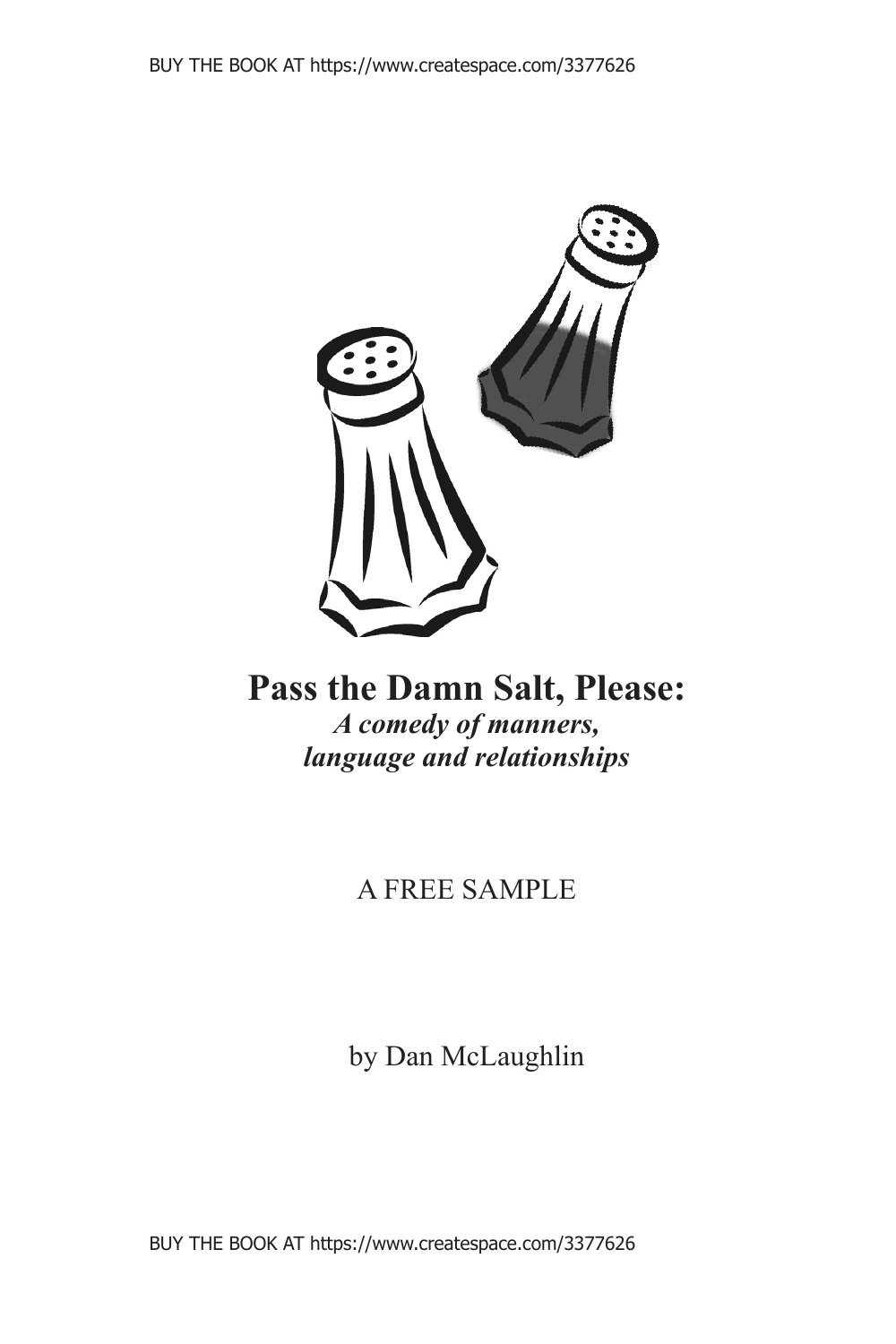BUY THE BOOK AT https://www.createspace.com/3377626

# Pass the Damn Salt, Please:

***A comedy of manners, language and relationships***

A FREE SAMPLE

by Dan McLaughlin

BUY THE BOOK AT https://www.createspace.com/3377626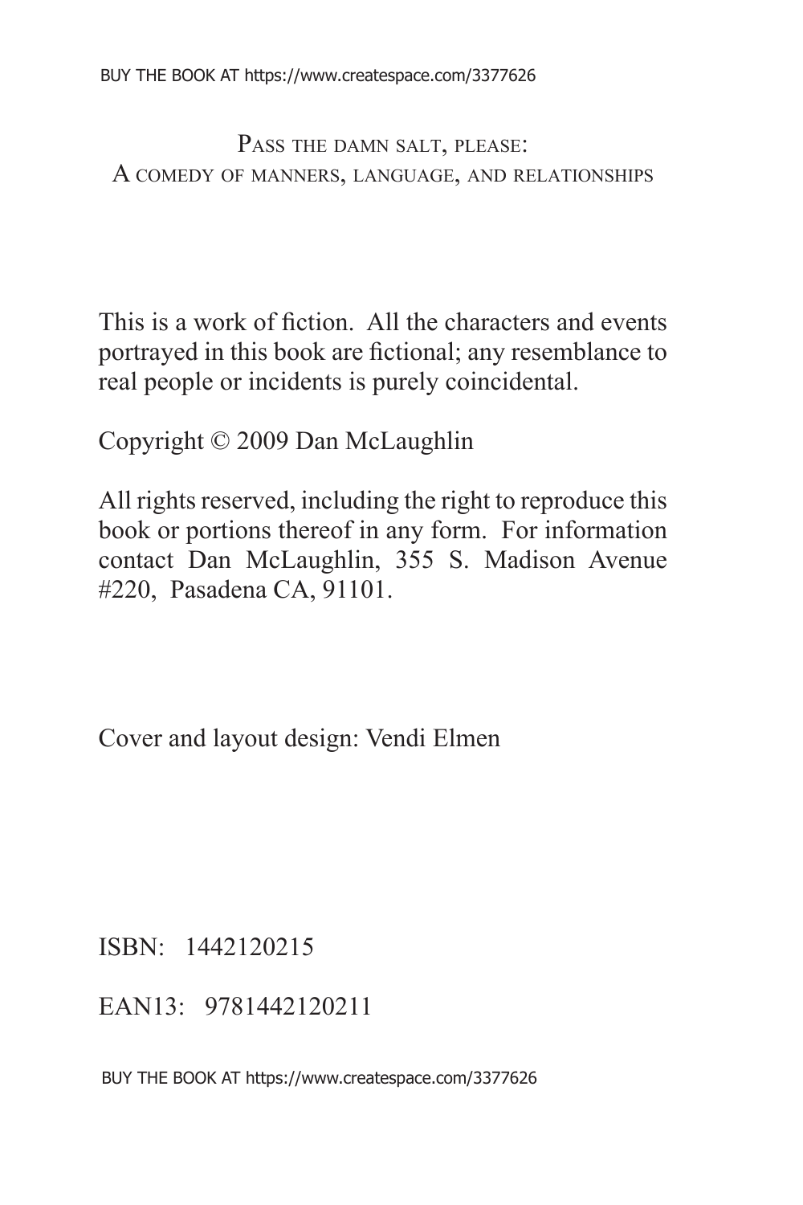Pass the damn salt, please:
A comedy of manners, language, and relationships

This is a work of fiction. All the characters and events portrayed in this book are fictional; any resemblance to real people or incidents is purely coincidental.

Copyright © 2009 Dan McLaughlin

All rights reserved, including the right to reproduce this book or portions thereof in any form. For information contact Dan McLaughlin, 355 S. Madison Avenue #220, Pasadena CA, 91101.

Cover and layout design: Vendi Elmen

ISBN: 1442120215

EAN13: 9781442120211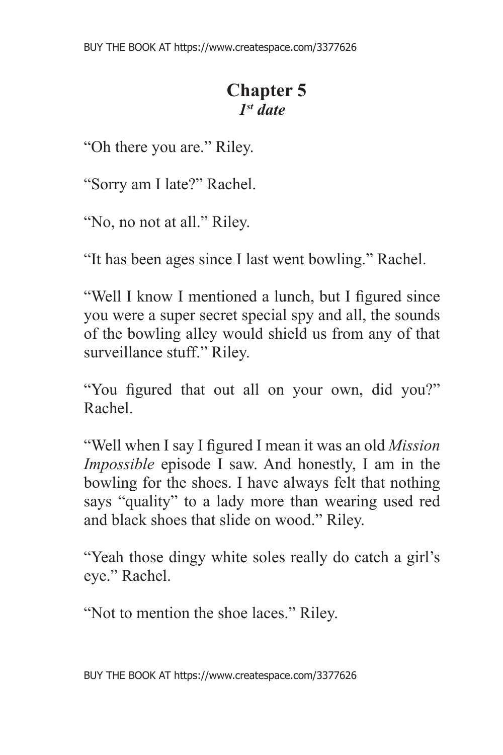# Chapter 5
## *1st date*

"Oh there you are." Riley.

"Sorry am I late?" Rachel.

"No, no not at all." Riley.

"It has been ages since I last went bowling." Rachel.

"Well I know I mentioned a lunch, but I figured since you were a super secret special spy and all, the sounds of the bowling alley would shield us from any of that surveillance stuff." Riley.

"You figured that out all on your own, did you?" Rachel.

"Well when I say I figured I mean it was an old *Mission Impossible* episode I saw. And honestly, I am in the bowling for the shoes. I have always felt that nothing says "quality" to a lady more than wearing used red and black shoes that slide on wood." Riley.

"Yeah those dingy white soles really do catch a girl's eye." Rachel.

"Not to mention the shoe laces." Riley.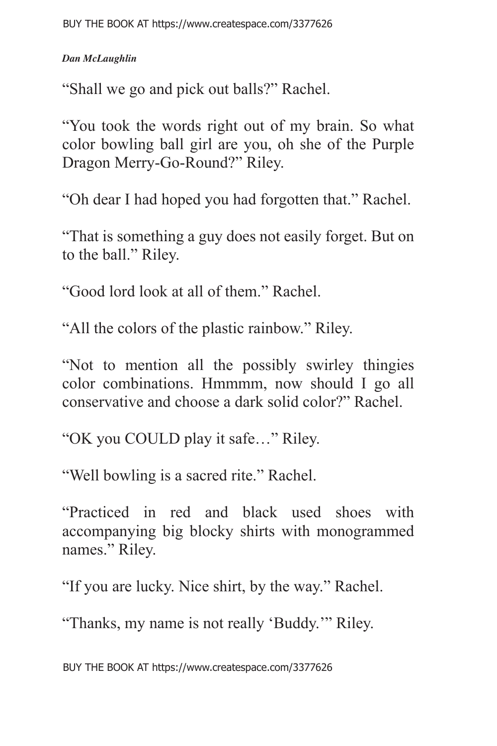"Shall we go and pick out balls?" Rachel.

"You took the words right out of my brain. So what color bowling ball girl are you, oh she of the Purple Dragon Merry-Go-Round?" Riley.

"Oh dear I had hoped you had forgotten that." Rachel.

"That is something a guy does not easily forget. But on to the ball." Riley.

"Good lord look at all of them." Rachel.

"All the colors of the plastic rainbow." Riley.

"Not to mention all the possibly swirley thingies color combinations. Hmmmm, now should I go all conservative and choose a dark solid color?" Rachel.

"OK you COULD play it safe…" Riley.

"Well bowling is a sacred rite." Rachel.

"Practiced in red and black used shoes with accompanying big blocky shirts with monogrammed names." Riley.

"If you are lucky. Nice shirt, by the way." Rachel.

"Thanks, my name is not really 'Buddy.'" Riley.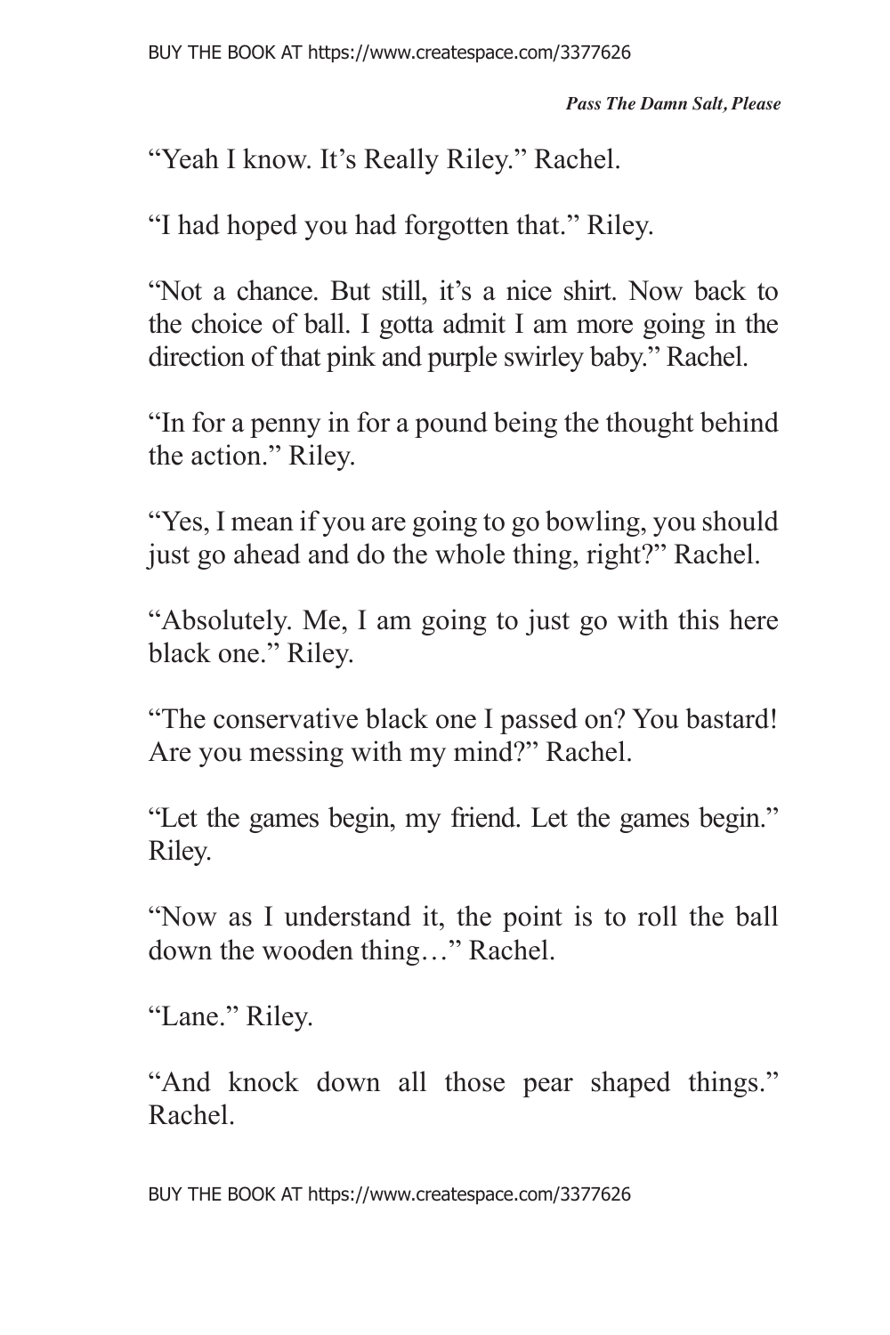"Yeah I know. It's Really Riley." Rachel.

"I had hoped you had forgotten that." Riley.

"Not a chance. But still, it's a nice shirt. Now back to the choice of ball. I gotta admit I am more going in the direction of that pink and purple swirley baby." Rachel.

"In for a penny in for a pound being the thought behind the action." Riley.

"Yes, I mean if you are going to go bowling, you should just go ahead and do the whole thing, right?" Rachel.

"Absolutely. Me, I am going to just go with this here black one." Riley.

"The conservative black one I passed on? You bastard! Are you messing with my mind?" Rachel.

"Let the games begin, my friend. Let the games begin." Riley.

"Now as I understand it, the point is to roll the ball down the wooden thing…" Rachel.

"Lane." Riley.

"And knock down all those pear shaped things." Rachel.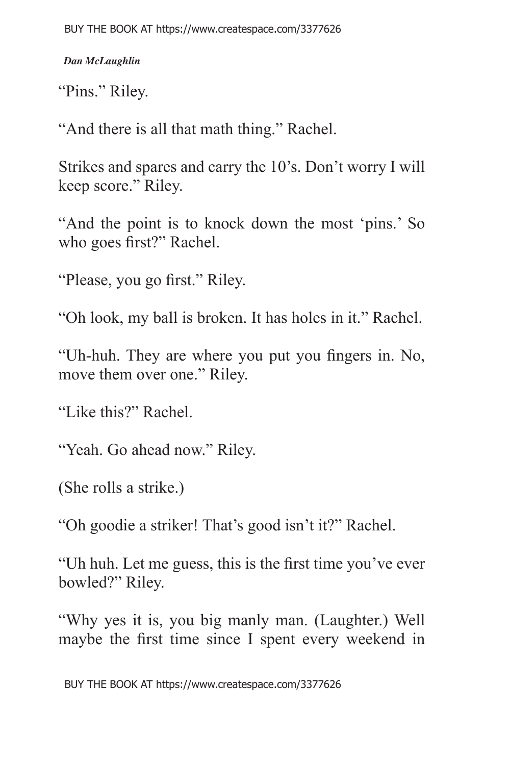"Pins." Riley.

"And there is all that math thing." Rachel.

Strikes and spares and carry the 10's. Don't worry I will keep score." Riley.

"And the point is to knock down the most 'pins.' So who goes first?" Rachel.

"Please, you go first." Riley.

"Oh look, my ball is broken. It has holes in it." Rachel.

"Uh-huh. They are where you put you fingers in. No, move them over one." Riley.

"Like this?" Rachel.

"Yeah. Go ahead now." Riley.

(She rolls a strike.)

"Oh goodie a striker! That's good isn't it?" Rachel.

"Uh huh. Let me guess, this is the first time you've ever bowled?" Riley.

"Why yes it is, you big manly man. (Laughter.) Well maybe the first time since I spent every weekend in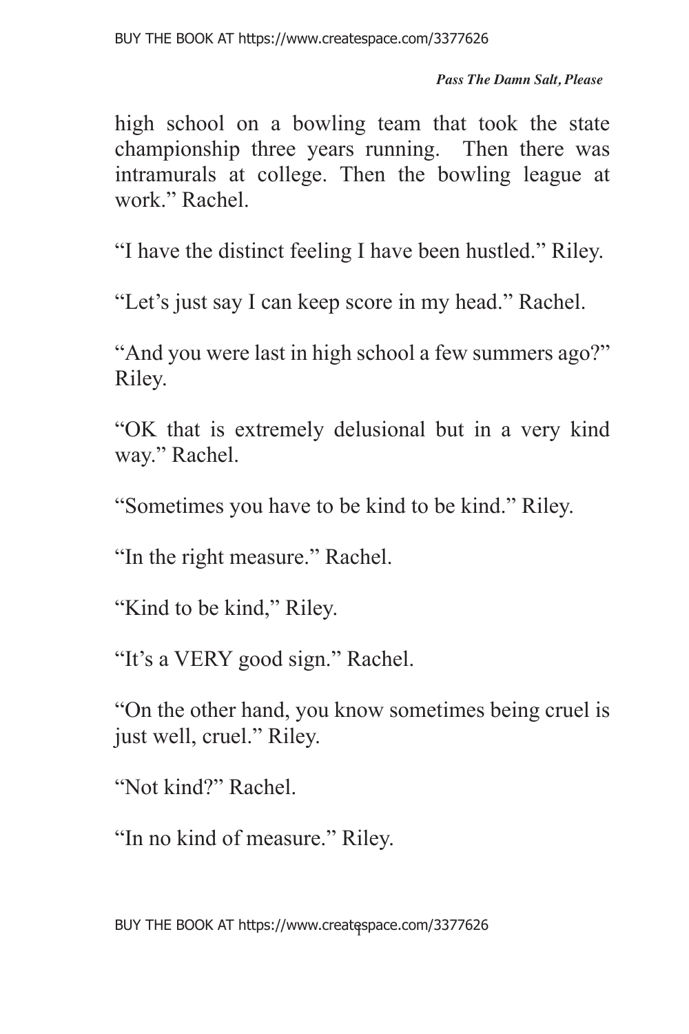high school on a bowling team that took the state championship three years running. Then there was intramurals at college. Then the bowling league at work." Rachel.

"I have the distinct feeling I have been hustled." Riley.

"Let's just say I can keep score in my head." Rachel.

"And you were last in high school a few summers ago?" Riley.

"OK that is extremely delusional but in a very kind way." Rachel.

"Sometimes you have to be kind to be kind." Riley.

"In the right measure." Rachel.

"Kind to be kind," Riley.

"It's a VERY good sign." Rachel.

"On the other hand, you know sometimes being cruel is just well, cruel." Riley.

"Not kind?" Rachel.

"In no kind of measure." Riley.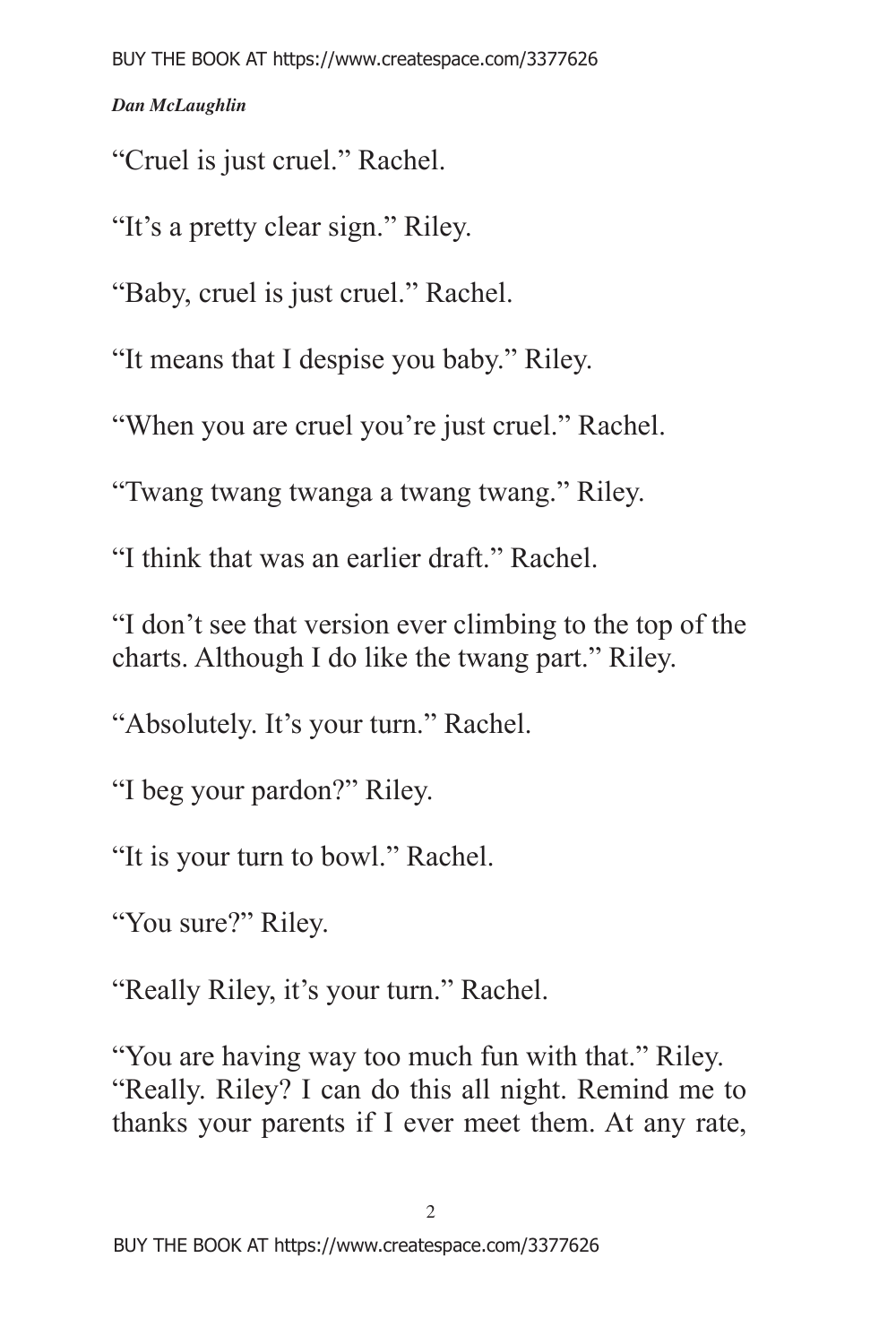“Cruel is just cruel.” Rachel.

“It’s a pretty clear sign.” Riley.

“Baby, cruel is just cruel.” Rachel.

“It means that I despise you baby.” Riley.

“When you are cruel you’re just cruel.” Rachel.

“Twang twang twanga a twang twang.” Riley.

“I think that was an earlier draft.” Rachel.

“I don’t see that version ever climbing to the top of the charts. Although I do like the twang part.” Riley.

“Absolutely. It’s your turn.” Rachel.

“I beg your pardon?” Riley.

“It is your turn to bowl.” Rachel.

“You sure?” Riley.

“Really Riley, it’s your turn.” Rachel.

“You are having way too much fun with that.” Riley.
“Really. Riley? I can do this all night. Remind me to thanks your parents if I ever meet them. At any rate,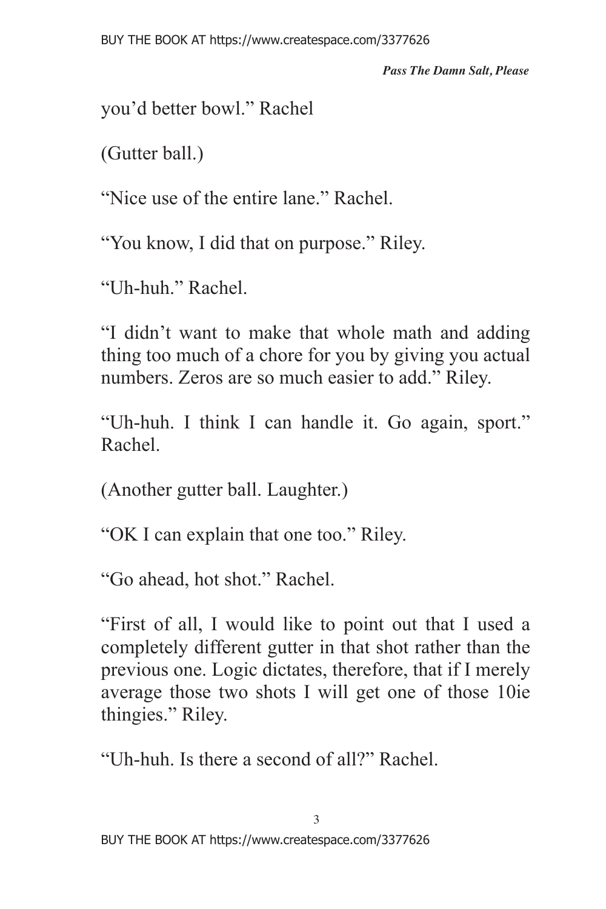you'd better bowl." Rachel

(Gutter ball.)

"Nice use of the entire lane." Rachel.

"You know, I did that on purpose." Riley.

"Uh-huh." Rachel.

"I didn't want to make that whole math and adding thing too much of a chore for you by giving you actual numbers. Zeros are so much easier to add." Riley.

"Uh-huh. I think I can handle it. Go again, sport." Rachel.

(Another gutter ball. Laughter.)

"OK I can explain that one too." Riley.

"Go ahead, hot shot." Rachel.

"First of all, I would like to point out that I used a completely different gutter in that shot rather than the previous one. Logic dictates, therefore, that if I merely average those two shots I will get one of those 10ie thingies." Riley.

"Uh-huh. Is there a second of all?" Rachel.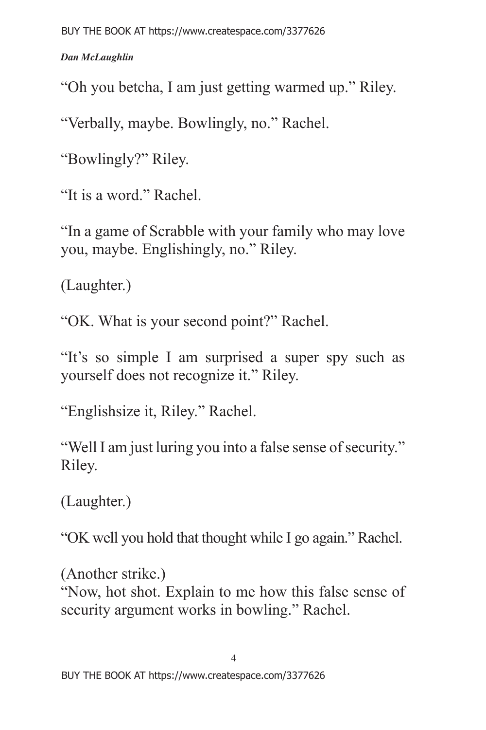"Oh you betcha, I am just getting warmed up." Riley.

"Verbally, maybe. Bowlingly, no." Rachel.

"Bowlingly?" Riley.

"It is a word." Rachel.

"In a game of Scrabble with your family who may love you, maybe. Englishingly, no." Riley.

(Laughter.)

"OK. What is your second point?" Rachel.

"It's so simple I am surprised a super spy such as yourself does not recognize it." Riley.

"Englishsize it, Riley." Rachel.

"Well I am just luring you into a false sense of security." Riley.

(Laughter.)

"OK well you hold that thought while I go again." Rachel.

(Another strike.)
"Now, hot shot. Explain to me how this false sense of security argument works in bowling." Rachel.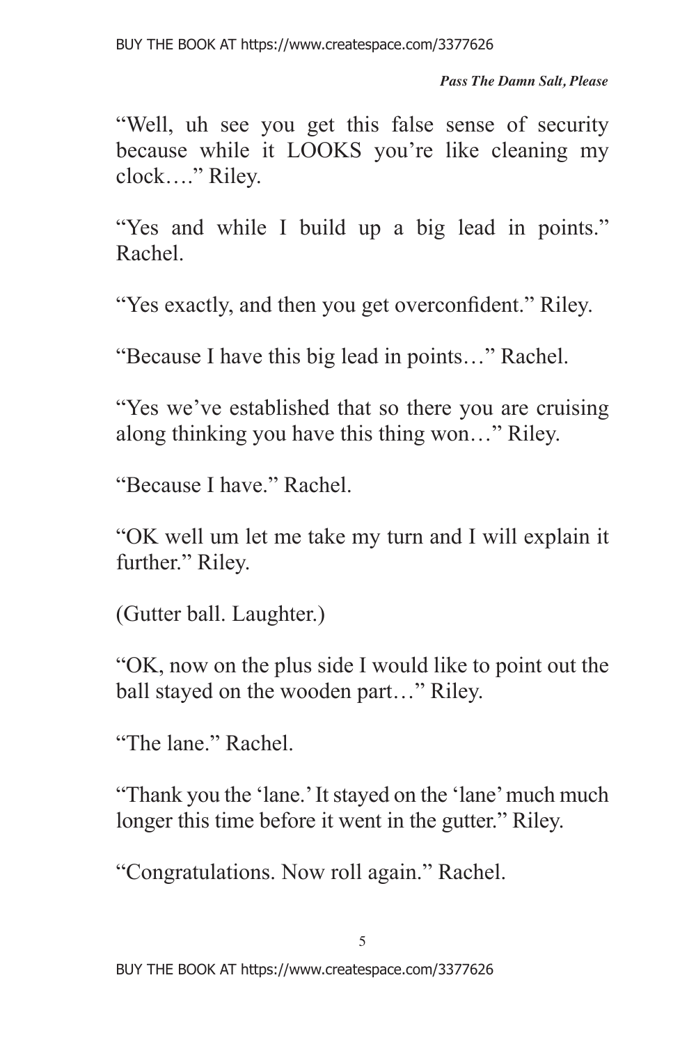"Well, uh see you get this false sense of security because while it LOOKS you're like cleaning my clock…." Riley.

"Yes and while I build up a big lead in points." Rachel.

"Yes exactly, and then you get overconfident." Riley.

"Because I have this big lead in points…" Rachel.

"Yes we've established that so there you are cruising along thinking you have this thing won…" Riley.

"Because I have." Rachel.

"OK well um let me take my turn and I will explain it further." Riley.

(Gutter ball. Laughter.)

"OK, now on the plus side I would like to point out the ball stayed on the wooden part…" Riley.

"The lane." Rachel.

"Thank you the 'lane.' It stayed on the 'lane' much much longer this time before it went in the gutter." Riley.

"Congratulations. Now roll again." Rachel.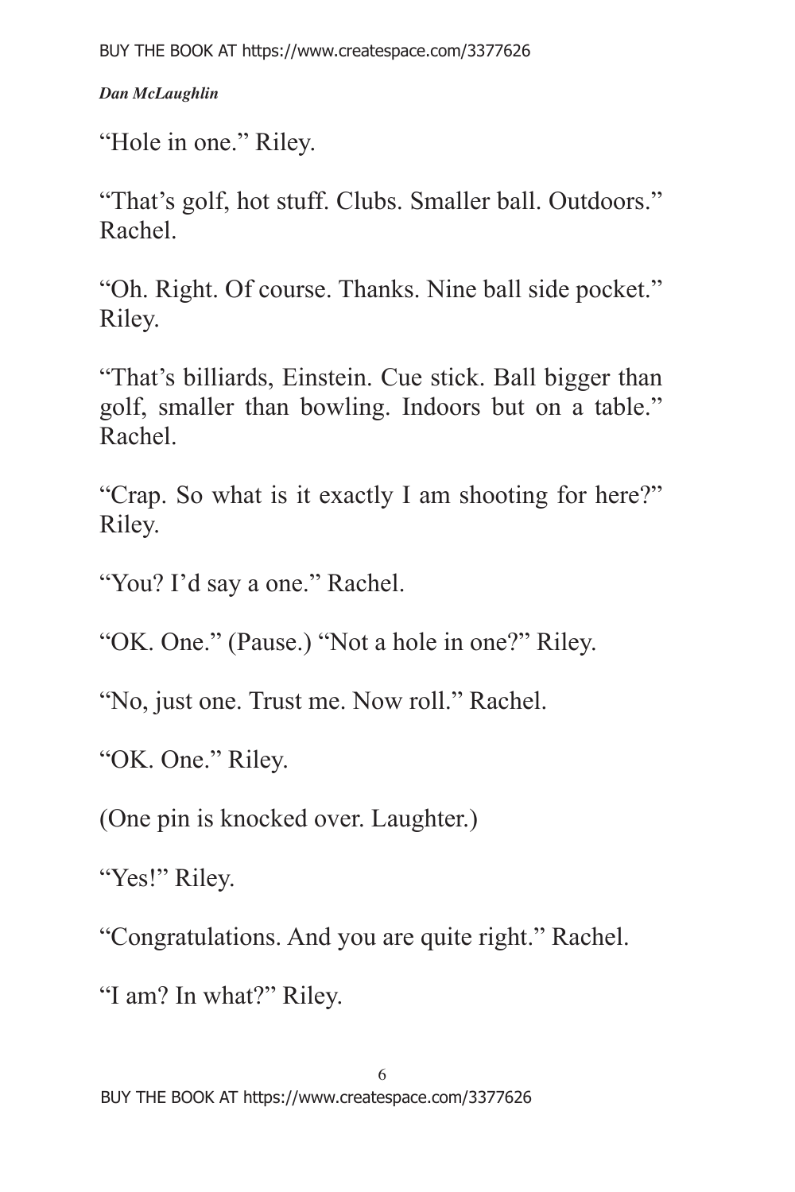"Hole in one." Riley.

"That's golf, hot stuff. Clubs. Smaller ball. Outdoors." Rachel.

"Oh. Right. Of course. Thanks. Nine ball side pocket." Riley.

"That's billiards, Einstein. Cue stick. Ball bigger than golf, smaller than bowling. Indoors but on a table." Rachel.

"Crap. So what is it exactly I am shooting for here?" Riley.

"You? I'd say a one." Rachel.

"OK. One." (Pause.) "Not a hole in one?" Riley.

"No, just one. Trust me. Now roll." Rachel.

"OK. One." Riley.

(One pin is knocked over. Laughter.)

"Yes!" Riley.

"Congratulations. And you are quite right." Rachel.

"I am? In what?" Riley.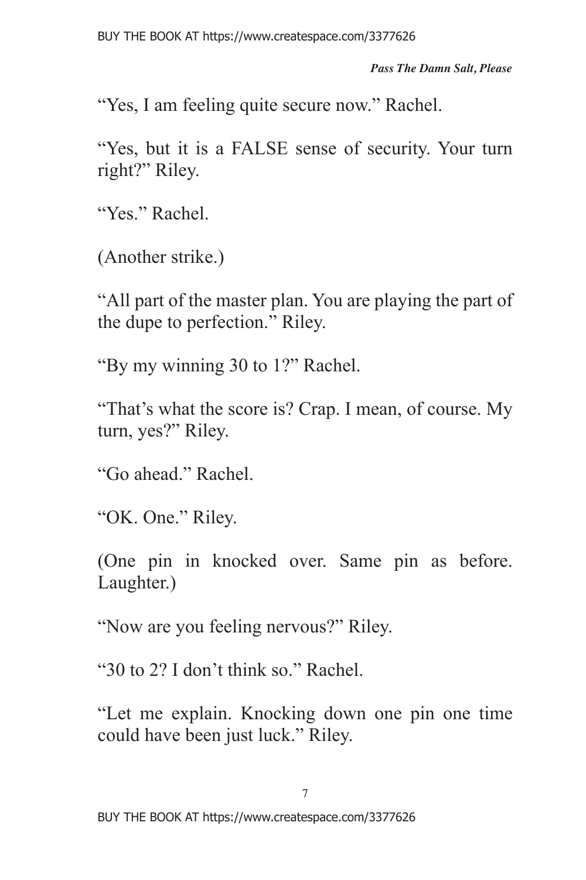"Yes, I am feeling quite secure now." Rachel.

"Yes, but it is a FALSE sense of security. Your turn right?" Riley.

"Yes." Rachel.

(Another strike.)

"All part of the master plan. You are playing the part of the dupe to perfection." Riley.

"By my winning 30 to 1?" Rachel.

"That's what the score is? Crap. I mean, of course. My turn, yes?" Riley.

"Go ahead." Rachel.

"OK. One." Riley.

(One pin in knocked over. Same pin as before. Laughter.)

"Now are you feeling nervous?" Riley.

"30 to 2? I don't think so." Rachel.

"Let me explain. Knocking down one pin one time could have been just luck." Riley.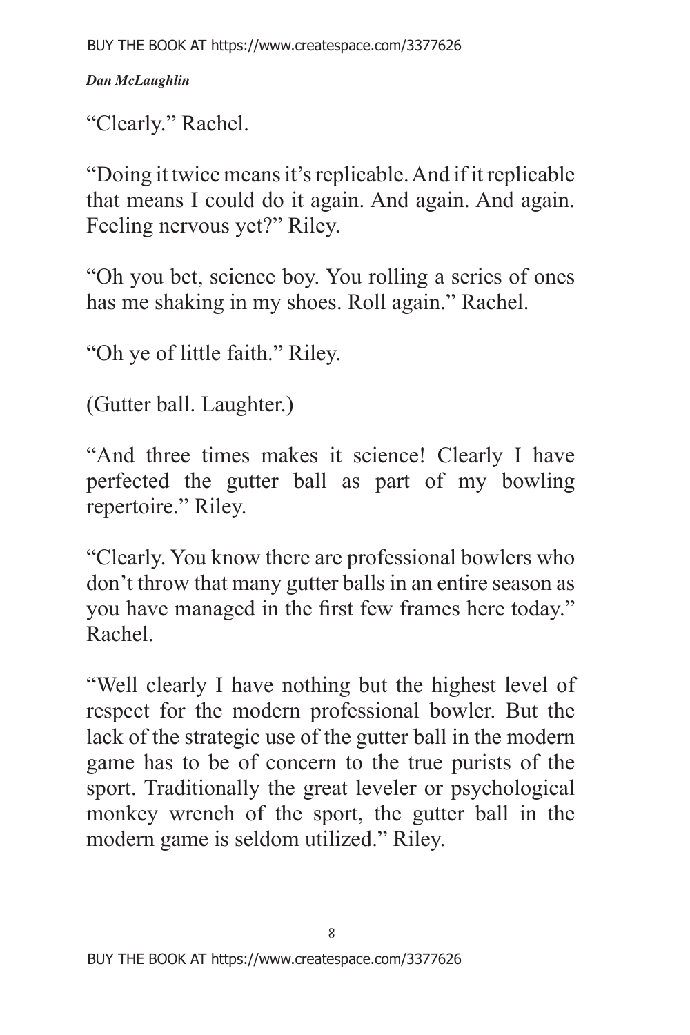"Clearly." Rachel.

"Doing it twice means it's replicable. And if it replicable that means I could do it again. And again. And again. Feeling nervous yet?" Riley.

"Oh you bet, science boy. You rolling a series of ones has me shaking in my shoes. Roll again." Rachel.

"Oh ye of little faith." Riley.

(Gutter ball. Laughter.)

"And three times makes it science! Clearly I have perfected the gutter ball as part of my bowling repertoire." Riley.

"Clearly. You know there are professional bowlers who don't throw that many gutter balls in an entire season as you have managed in the first few frames here today." Rachel.

"Well clearly I have nothing but the highest level of respect for the modern professional bowler. But the lack of the strategic use of the gutter ball in the modern game has to be of concern to the true purists of the sport. Traditionally the great leveler or psychological monkey wrench of the sport, the gutter ball in the modern game is seldom utilized." Riley.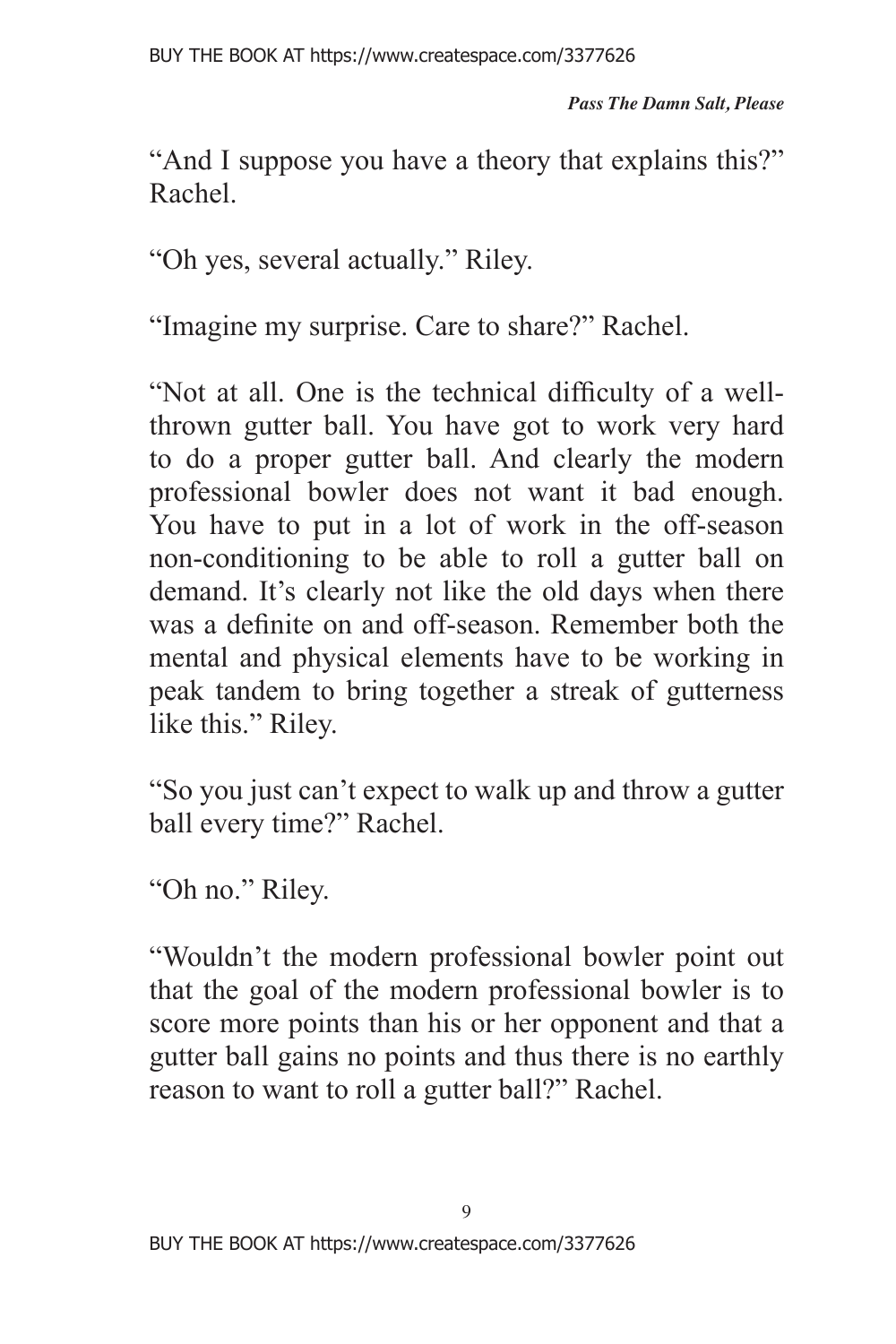"And I suppose you have a theory that explains this?" Rachel.

"Oh yes, several actually." Riley.

"Imagine my surprise. Care to share?" Rachel.

"Not at all. One is the technical difficulty of a well-thrown gutter ball. You have got to work very hard to do a proper gutter ball. And clearly the modern professional bowler does not want it bad enough. You have to put in a lot of work in the off-season non-conditioning to be able to roll a gutter ball on demand. It's clearly not like the old days when there was a definite on and off-season. Remember both the mental and physical elements have to be working in peak tandem to bring together a streak of gutterness like this." Riley.

"So you just can't expect to walk up and throw a gutter ball every time?" Rachel.

"Oh no." Riley.

"Wouldn't the modern professional bowler point out that the goal of the modern professional bowler is to score more points than his or her opponent and that a gutter ball gains no points and thus there is no earthly reason to want to roll a gutter ball?" Rachel.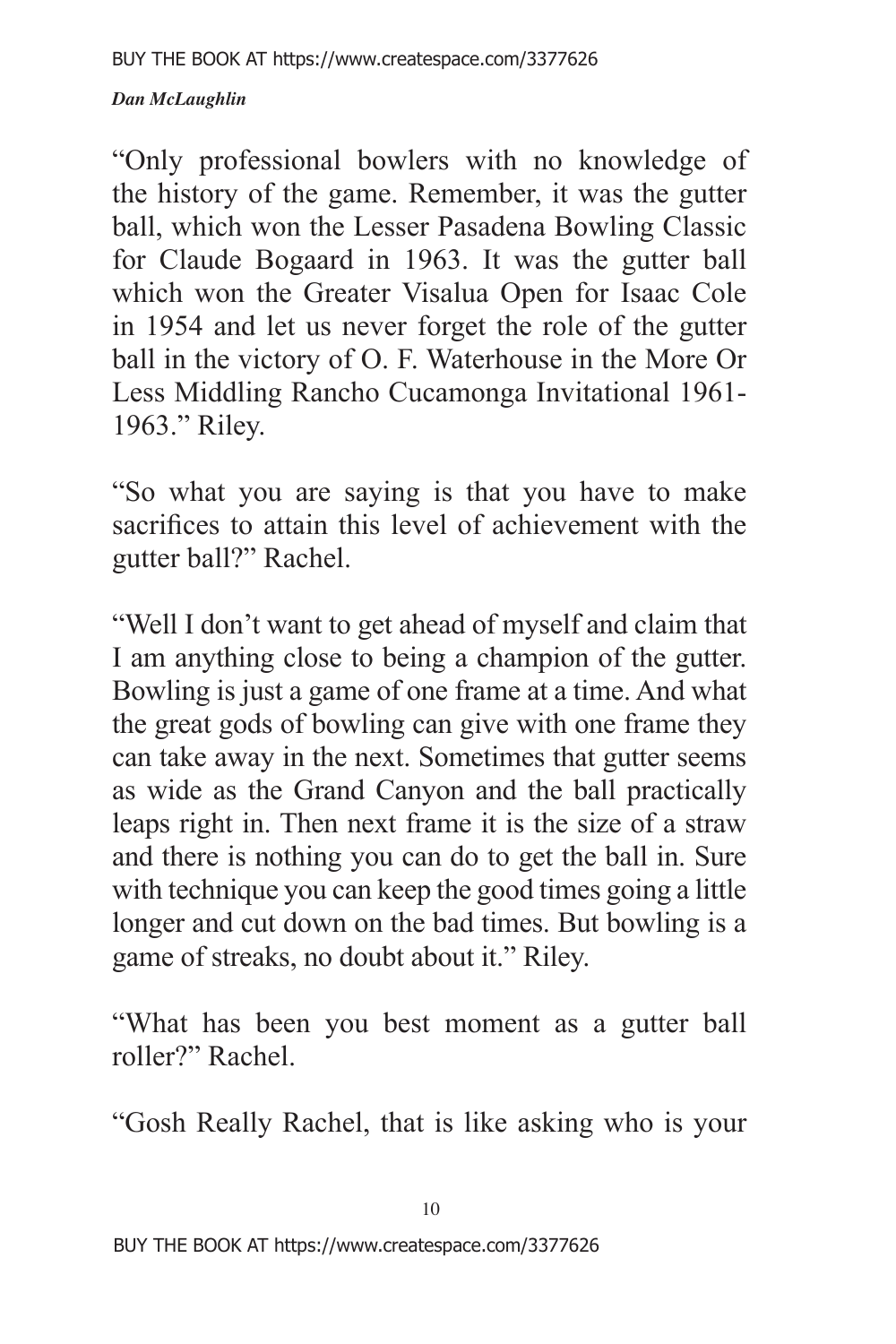"Only professional bowlers with no knowledge of the history of the game. Remember, it was the gutter ball, which won the Lesser Pasadena Bowling Classic for Claude Bogaard in 1963. It was the gutter ball which won the Greater Visalua Open for Isaac Cole in 1954 and let us never forget the role of the gutter ball in the victory of O. F. Waterhouse in the More Or Less Middling Rancho Cucamonga Invitational 1961-1963." Riley.

"So what you are saying is that you have to make sacrifices to attain this level of achievement with the gutter ball?" Rachel.

"Well I don't want to get ahead of myself and claim that I am anything close to being a champion of the gutter. Bowling is just a game of one frame at a time. And what the great gods of bowling can give with one frame they can take away in the next. Sometimes that gutter seems as wide as the Grand Canyon and the ball practically leaps right in. Then next frame it is the size of a straw and there is nothing you can do to get the ball in. Sure with technique you can keep the good times going a little longer and cut down on the bad times. But bowling is a game of streaks, no doubt about it." Riley.

"What has been you best moment as a gutter ball roller?" Rachel.

"Gosh Really Rachel, that is like asking who is your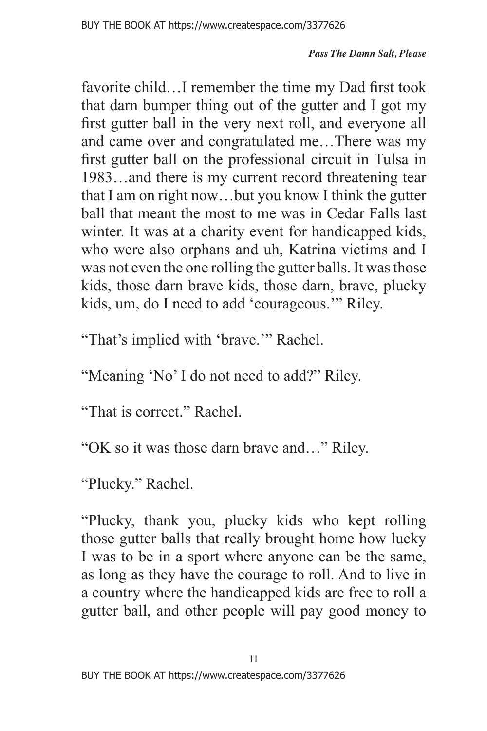favorite child…I remember the time my Dad first took that darn bumper thing out of the gutter and I got my first gutter ball in the very next roll, and everyone all and came over and congratulated me…There was my first gutter ball on the professional circuit in Tulsa in 1983…and there is my current record threatening tear that I am on right now…but you know I think the gutter ball that meant the most to me was in Cedar Falls last winter. It was at a charity event for handicapped kids, who were also orphans and uh, Katrina victims and I was not even the one rolling the gutter balls. It was those kids, those darn brave kids, those darn, brave, plucky kids, um, do I need to add 'courageous.'" Riley.

"That's implied with 'brave.'" Rachel.

"Meaning 'No' I do not need to add?" Riley.

"That is correct." Rachel.

"OK so it was those darn brave and…" Riley.

"Plucky." Rachel.

"Plucky, thank you, plucky kids who kept rolling those gutter balls that really brought home how lucky I was to be in a sport where anyone can be the same, as long as they have the courage to roll. And to live in a country where the handicapped kids are free to roll a gutter ball, and other people will pay good money to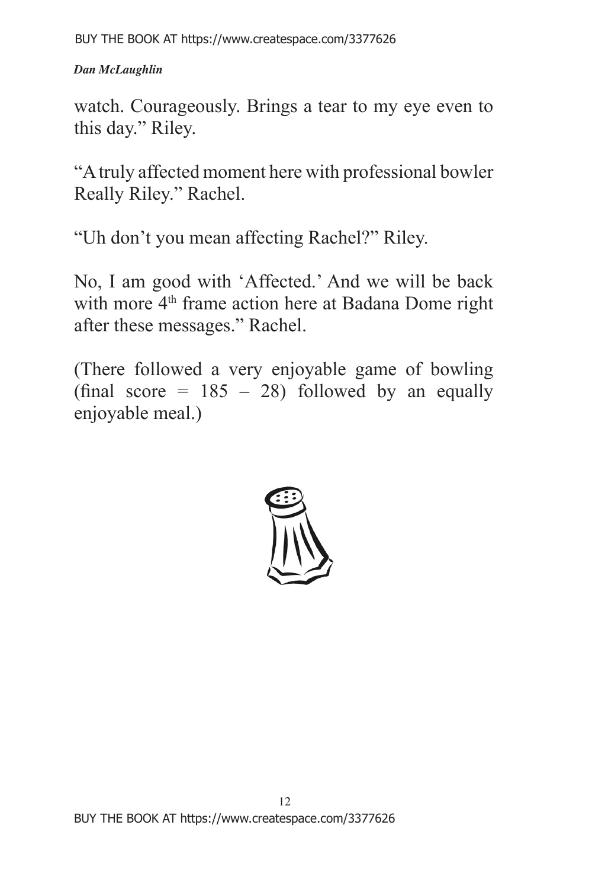watch. Courageously. Brings a tear to my eye even to this day." Riley.

"A truly affected moment here with professional bowler Really Riley." Rachel.

"Uh don't you mean affecting Rachel?" Riley.

No, I am good with 'Affected.' And we will be back with more 4th frame action here at Badana Dome right after these messages." Rachel.

(There followed a very enjoyable game of bowling (final score = 185 – 28) followed by an equally enjoyable meal.)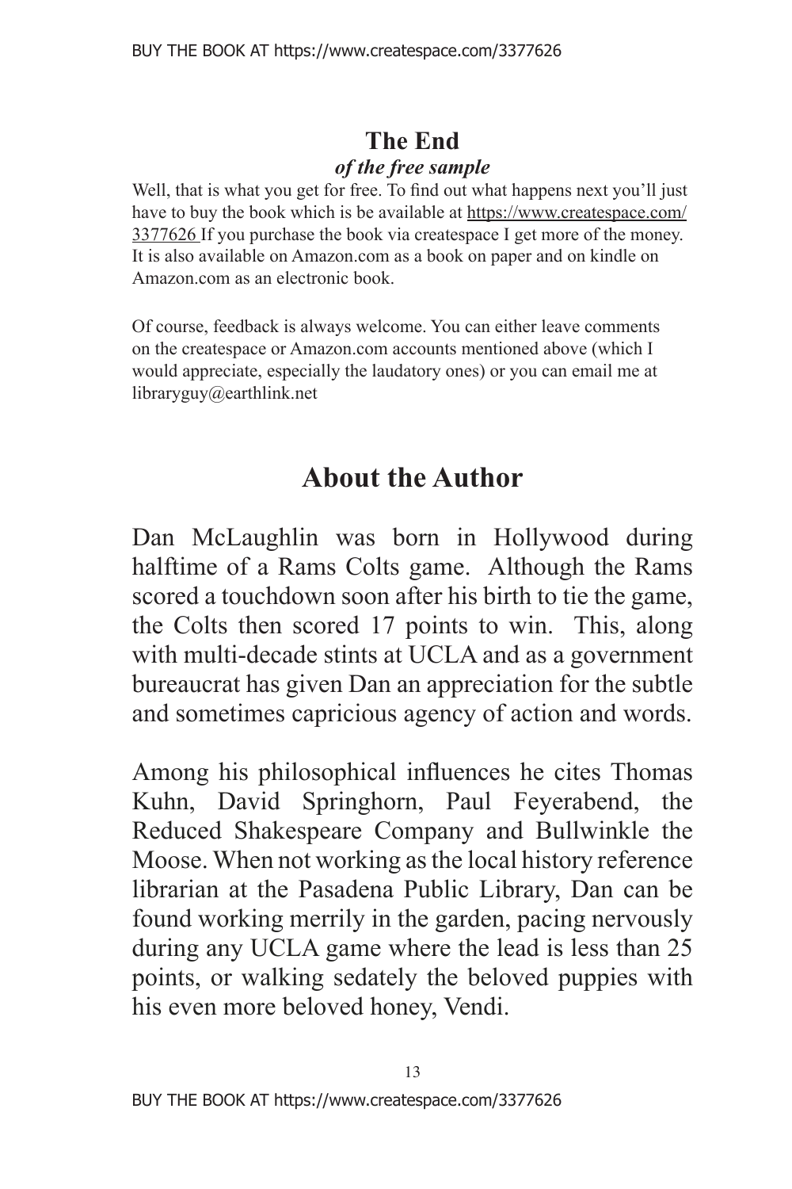## The End

***of the free sample***

Well, that is what you get for free. To find out what happens next you'll just have to buy the book which is be available at https://www.createspace.com/3377626 If you purchase the book via createspace I get more of the money. It is also available on Amazon.com as a book on paper and on kindle on Amazon.com as an electronic book.

Of course, feedback is always welcome. You can either leave comments on the createspace or Amazon.com accounts mentioned above (which I would appreciate, especially the laudatory ones) or you can email me at libraryguy@earthlink.net

# About the Author

Dan McLaughlin was born in Hollywood during halftime of a Rams Colts game. Although the Rams scored a touchdown soon after his birth to tie the game, the Colts then scored 17 points to win. This, along with multi-decade stints at UCLA and as a government bureaucrat has given Dan an appreciation for the subtle and sometimes capricious agency of action and words.

Among his philosophical influences he cites Thomas Kuhn, David Springhorn, Paul Feyerabend, the Reduced Shakespeare Company and Bullwinkle the Moose. When not working as the local history reference librarian at the Pasadena Public Library, Dan can be found working merrily in the garden, pacing nervously during any UCLA game where the lead is less than 25 points, or walking sedately the beloved puppies with his even more beloved honey, Vendi.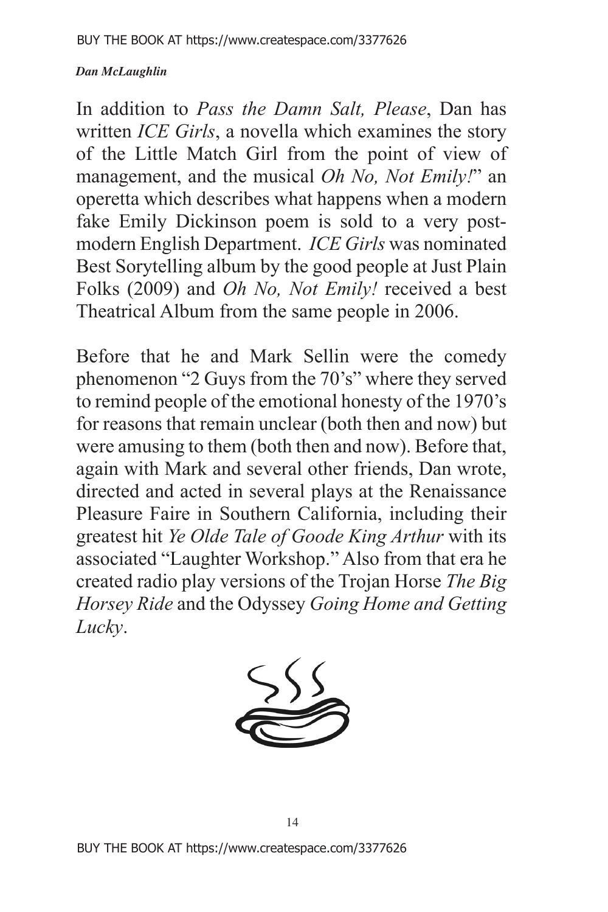In addition to *Pass the Damn Salt, Please*, Dan has written *ICE Girls*, a novella which examines the story of the Little Match Girl from the point of view of management, and the musical *Oh No, Not Emily!*" an operetta which describes what happens when a modern fake Emily Dickinson poem is sold to a very post-modern English Department. *ICE Girls* was nominated Best Sorytelling album by the good people at Just Plain Folks (2009) and *Oh No, Not Emily!* received a best Theatrical Album from the same people in 2006.

Before that he and Mark Sellin were the comedy phenomenon "2 Guys from the 70's" where they served to remind people of the emotional honesty of the 1970's for reasons that remain unclear (both then and now) but were amusing to them (both then and now). Before that, again with Mark and several other friends, Dan wrote, directed and acted in several plays at the Renaissance Pleasure Faire in Southern California, including their greatest hit *Ye Olde Tale of Goode King Arthur* with its associated "Laughter Workshop." Also from that era he created radio play versions of the Trojan Horse *The Big Horsey Ride* and the Odyssey *Going Home and Getting Lucky*.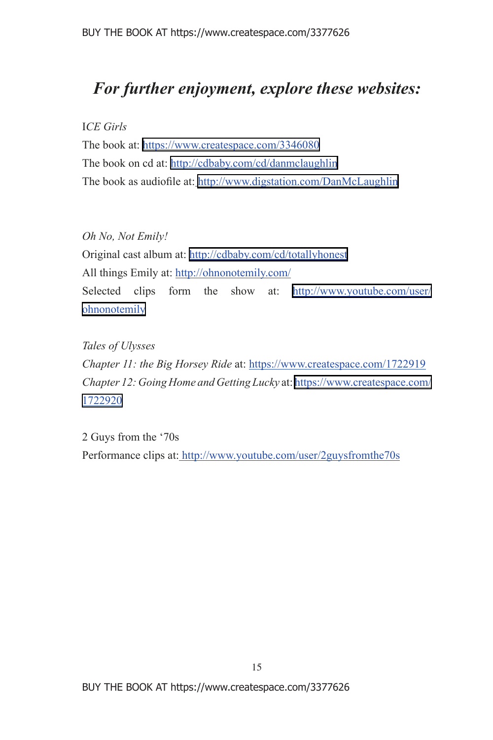## *For further enjoyment, explore these websites:*

I*CE Girls*

The book at: https://www.createspace.com/3346080

The book on cd at: http://cdbaby.com/cd/danmclaughlin

The book as audiofile at: http://www.digstation.com/DanMcLaughlin

*Oh No, Not Emily!*

Original cast album at: http://cdbaby.com/cd/totallyhonest

All things Emily at: http://ohnonotemily.com/

Selected clips form the show at: http://www.youtube.com/user/ohnonotemily

*Tales of Ulysses*

*Chapter 11: the Big Horsey Ride* at: https://www.createspace.com/1722919

*Chapter 12: Going Home and Getting Lucky* at: https://www.createspace.com/1722920

2 Guys from the '70s

Performance clips at: http://www.youtube.com/user/2guysfromthe70s